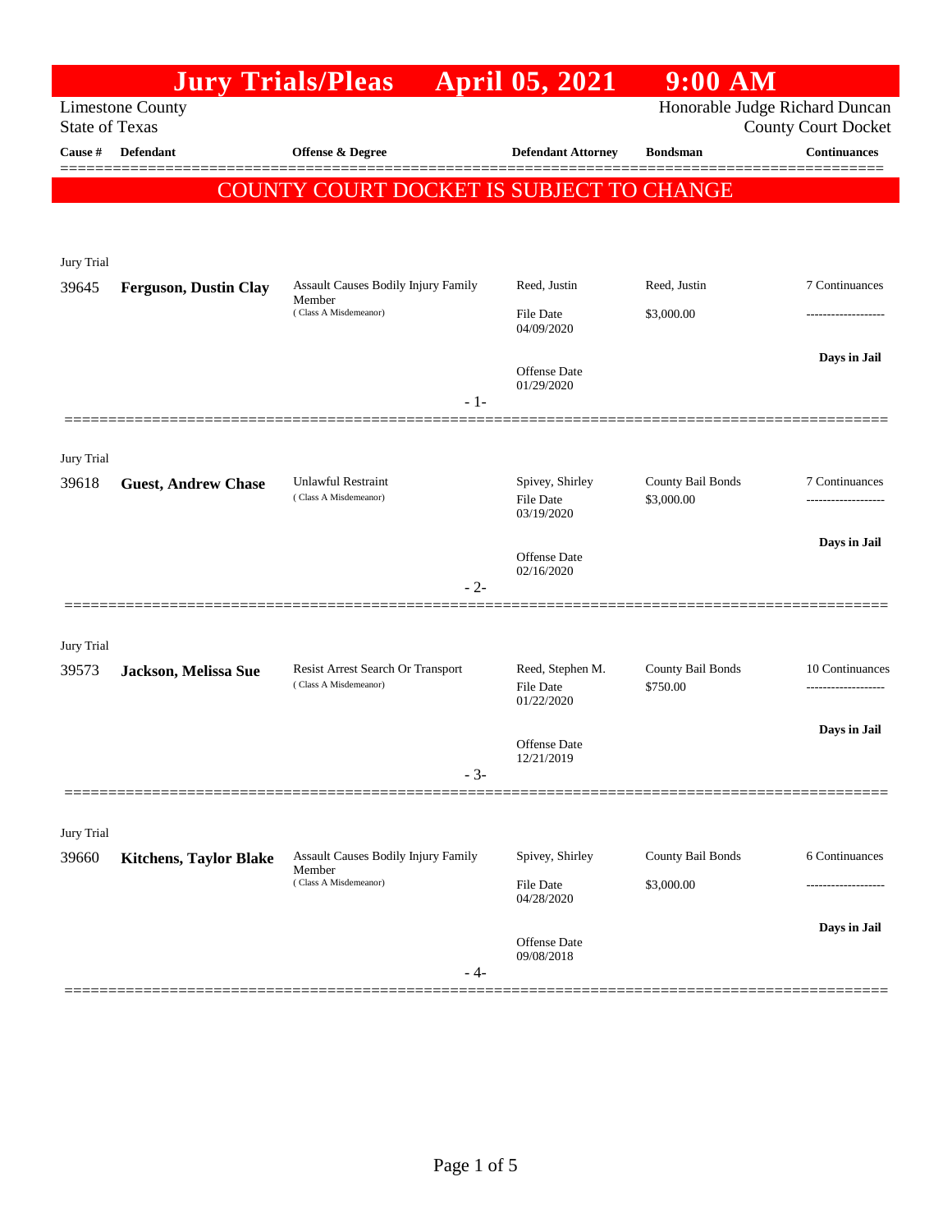# Jury Trials/Pleas April 05, 2021 9:00 AM

Limestone County
State of Texas

Honorable Judge Richard Duncan
County Court Docket

**COUNTY COURT DOCKET IS SUBJECT TO CHANGE**

| Cause # | Defendant | Offense & Degree | Defendant Attorney | Bondsman | Continuances |
|---|---|---|---|---|---|
| Jury Trial | | | | | |
| 39645 | **Ferguson, Dustin Clay** | Assault Causes Bodily Injury Family Member ( Class A Misdemeanor) | Reed, Justin<br>File Date 04/09/2020<br>Offense Date 01/29/2020 | Reed, Justin<br>$3,000.00 | 7 Continuances<br>-------------------<br>**Days in Jail** |
| | | - 1- | | | |
| Jury Trial | | | | | |
| 39618 | **Guest, Andrew Chase** | Unlawful Restraint ( Class A Misdemeanor) | Spivey, Shirley<br>File Date 03/19/2020<br>Offense Date 02/16/2020 | County Bail Bonds<br>$3,000.00 | 7 Continuances<br>-------------------<br>**Days in Jail** |
| | | - 2- | | | |
| Jury Trial | | | | | |
| 39573 | **Jackson, Melissa Sue** | Resist Arrest Search Or Transport ( Class A Misdemeanor) | Reed, Stephen M.<br>File Date 01/22/2020<br>Offense Date 12/21/2019 | County Bail Bonds<br>$750.00 | 10 Continuances<br>-------------------<br>**Days in Jail** |
| | | - 3- | | | |
| Jury Trial | | | | | |
| 39660 | **Kitchens, Taylor Blake** | Assault Causes Bodily Injury Family Member ( Class A Misdemeanor) | Spivey, Shirley<br>File Date 04/28/2020<br>Offense Date 09/08/2018 | County Bail Bonds<br>$3,000.00 | 6 Continuances<br>-------------------<br>**Days in Jail** |
| | | - 4- | | | |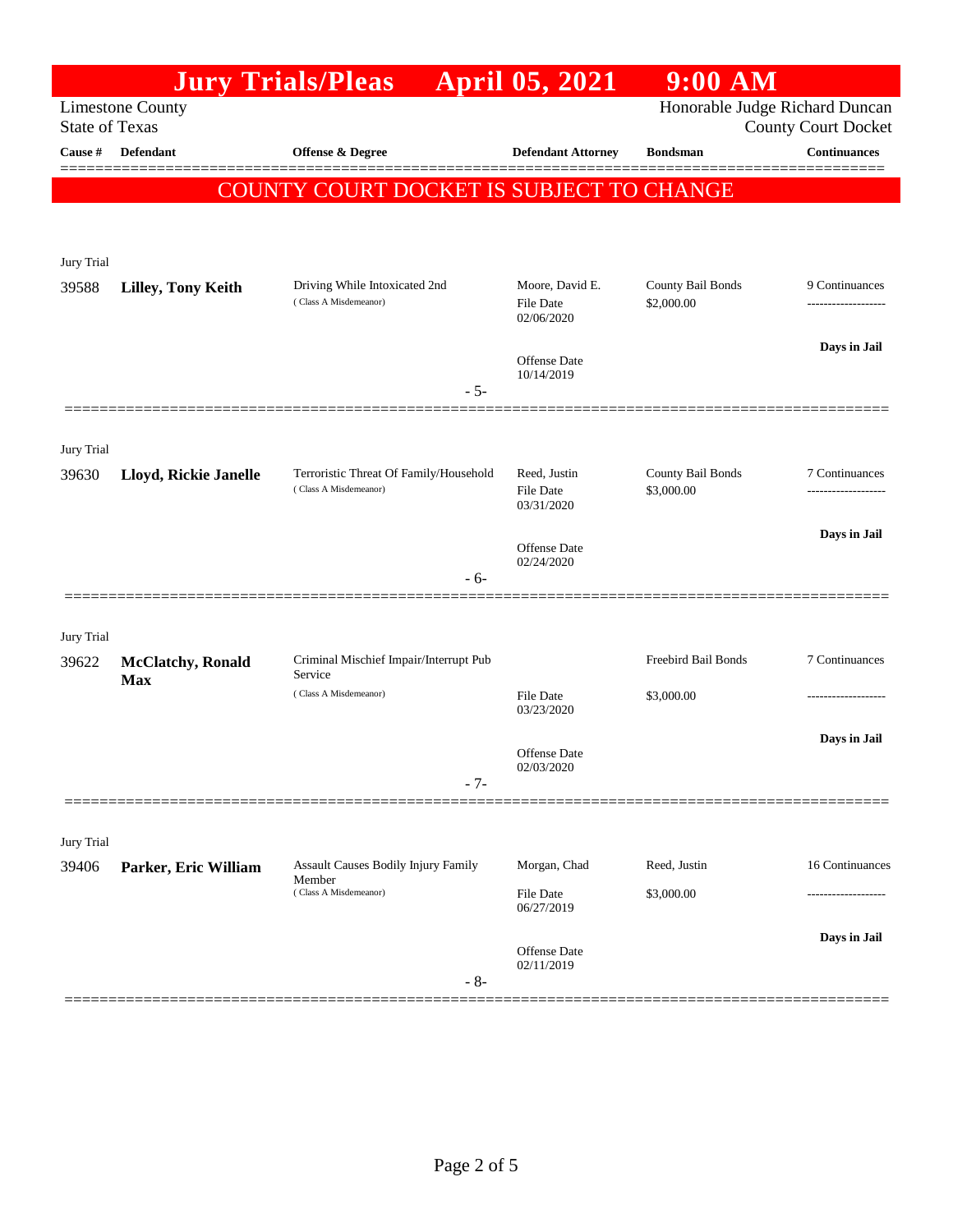# Jury Trials/Pleas April 05, 2021 9:00 AM

Limestone County
State of Texas

Honorable Judge Richard Duncan
County Court Docket

**COUNTY COURT DOCKET IS SUBJECT TO CHANGE**

| Cause # | Defendant | Offense & Degree | Defendant Attorney | Bondsman | Continuances |
|---|---|---|---|---|---|
| Jury Trial | | | | | |
| 39588 | **Lilley, Tony Keith** | Driving While Intoxicated 2nd (Class A Misdemeanor) | Moore, David E.<br>File Date 02/06/2020<br>Offense Date 10/14/2019 | County Bail Bonds<br>$2,000.00 | 9 Continuances<br>Days in Jail |
| | | - 5- | | | |
| Jury Trial | | | | | |
| 39630 | **Lloyd, Rickie Janelle** | Terroristic Threat Of Family/Household (Class A Misdemeanor) | Reed, Justin<br>File Date 03/31/2020<br>Offense Date 02/24/2020 | County Bail Bonds<br>$3,000.00 | 7 Continuances<br>Days in Jail |
| | | - 6- | | | |
| Jury Trial | | | | | |
| 39622 | **McClatchy, Ronald Max** | Criminal Mischief Impair/Interrupt Pub Service (Class A Misdemeanor) | File Date 03/23/2020<br>Offense Date 02/03/2020 | Freebird Bail Bonds<br>$3,000.00 | 7 Continuances<br>Days in Jail |
| | | - 7- | | | |
| Jury Trial | | | | | |
| 39406 | **Parker, Eric William** | Assault Causes Bodily Injury Family Member (Class A Misdemeanor) | Morgan, Chad<br>File Date 06/27/2019<br>Offense Date 02/11/2019 | Reed, Justin<br>$3,000.00 | 16 Continuances<br>Days in Jail |
| | | - 8- | | | |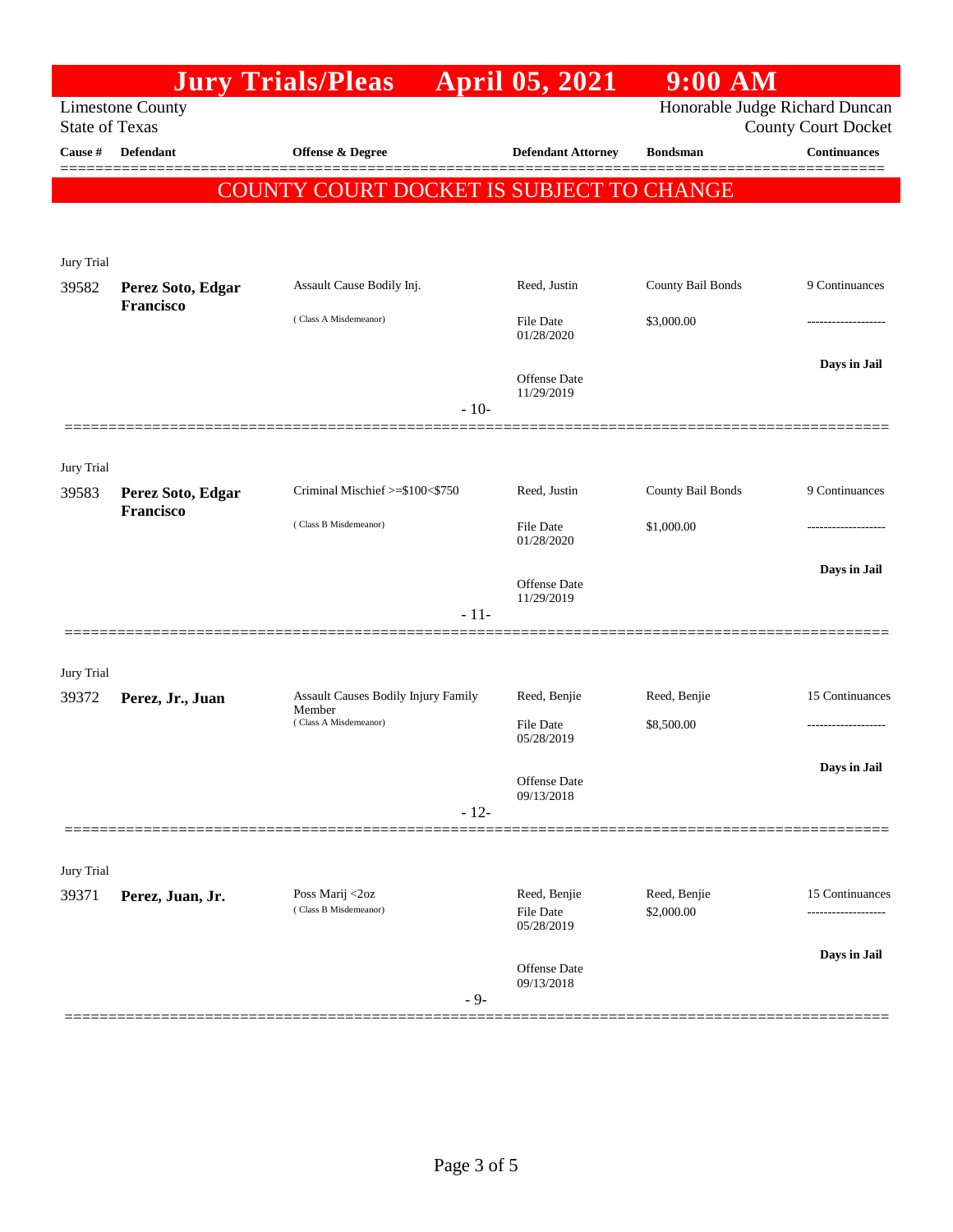# Jury Trials/Pleas April 05, 2021 9:00 AM

Limestone County
State of Texas

Honorable Judge Richard Duncan
County Court Docket

| Cause # | Defendant | Offense & Degree | Defendant Attorney | Bondsman | Continuances |
|---|---|---|---|---|---|

**COUNTY COURT DOCKET IS SUBJECT TO CHANGE**

Jury Trial

| Cause # | Defendant | Offense & Degree | Defendant Attorney | Bondsman | Continuances |
|---|---|---|---|---|---|
| 39582 | **Perez Soto, Edgar Francisco** | Assault Cause Bodily Inj. (Class A Misdemeanor) | Reed, Justin<br>File Date 01/28/2020<br>Offense Date 11/29/2019 | County Bail Bonds<br>$3,000.00 | 9 Continuances<br>-------------------<br>**Days in Jail** |

- 10-

Jury Trial

| Cause # | Defendant | Offense & Degree | Defendant Attorney | Bondsman | Continuances |
|---|---|---|---|---|---|
| 39583 | **Perez Soto, Edgar Francisco** | Criminal Mischief >=$100<$750 (Class B Misdemeanor) | Reed, Justin<br>File Date 01/28/2020<br>Offense Date 11/29/2019 | County Bail Bonds<br>$1,000.00 | 9 Continuances<br>-------------------<br>**Days in Jail** |

- 11-

Jury Trial

| Cause # | Defendant | Offense & Degree | Defendant Attorney | Bondsman | Continuances |
|---|---|---|---|---|---|
| 39372 | **Perez, Jr., Juan** | Assault Causes Bodily Injury Family Member (Class A Misdemeanor) | Reed, Benjie<br>File Date 05/28/2019<br>Offense Date 09/13/2018 | Reed, Benjie<br>$8,500.00 | 15 Continuances<br>-------------------<br>**Days in Jail** |

- 12-

Jury Trial

| Cause # | Defendant | Offense & Degree | Defendant Attorney | Bondsman | Continuances |
|---|---|---|---|---|---|
| 39371 | **Perez, Juan, Jr.** | Poss Marij <2oz (Class B Misdemeanor) | Reed, Benjie<br>File Date 05/28/2019<br>Offense Date 09/13/2018 | Reed, Benjie<br>$2,000.00 | 15 Continuances<br>-------------------<br>**Days in Jail** |

- 9-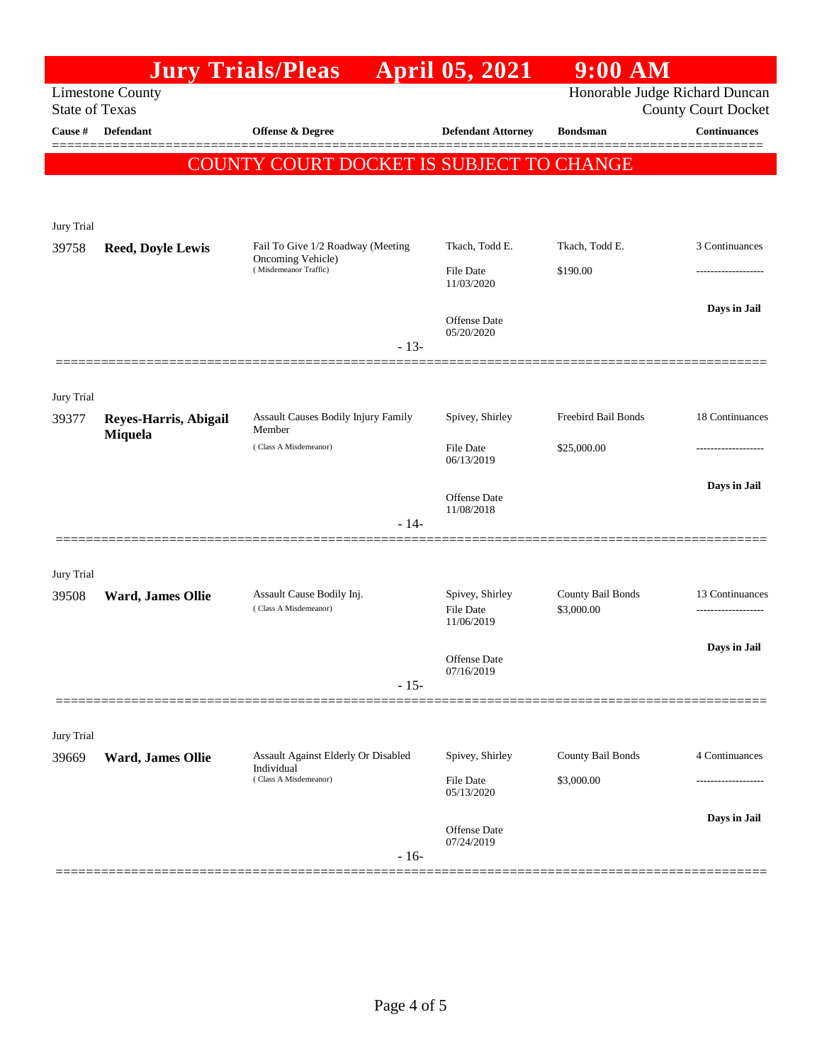# Jury Trials/Pleas April 05, 2021 9:00 AM

Limestone County
State of Texas

Honorable Judge Richard Duncan
County Court Docket

**COUNTY COURT DOCKET IS SUBJECT TO CHANGE**

| Cause # | Defendant | Offense & Degree | Defendant Attorney | Bondsman | Continuances |
|---|---|---|---|---|---|
| Jury Trial | | | | | |
| 39758 | **Reed, Doyle Lewis** | Fail To Give 1/2 Roadway (Meeting Oncoming Vehicle) (Misdemeanor Traffic) | Tkach, Todd E. File Date 11/03/2020 Offense Date 05/20/2020 | Tkach, Todd E. $190.00 | 3 Continuances ------------------- **Days in Jail** |
| | | - 13- | | | |
| Jury Trial | | | | | |
| 39377 | **Reyes-Harris, Abigail Miquela** | Assault Causes Bodily Injury Family Member (Class A Misdemeanor) | Spivey, Shirley File Date 06/13/2019 Offense Date 11/08/2018 | Freebird Bail Bonds $25,000.00 | 18 Continuances ------------------- **Days in Jail** |
| | | - 14- | | | |
| Jury Trial | | | | | |
| 39508 | **Ward, James Ollie** | Assault Cause Bodily Inj. (Class A Misdemeanor) | Spivey, Shirley File Date 11/06/2019 Offense Date 07/16/2019 | County Bail Bonds $3,000.00 | 13 Continuances ------------------- **Days in Jail** |
| | | - 15- | | | |
| Jury Trial | | | | | |
| 39669 | **Ward, James Ollie** | Assault Against Elderly Or Disabled Individual (Class A Misdemeanor) | Spivey, Shirley File Date 05/13/2020 Offense Date 07/24/2019 | County Bail Bonds $3,000.00 | 4 Continuances ------------------- **Days in Jail** |
| | | - 16- | | | |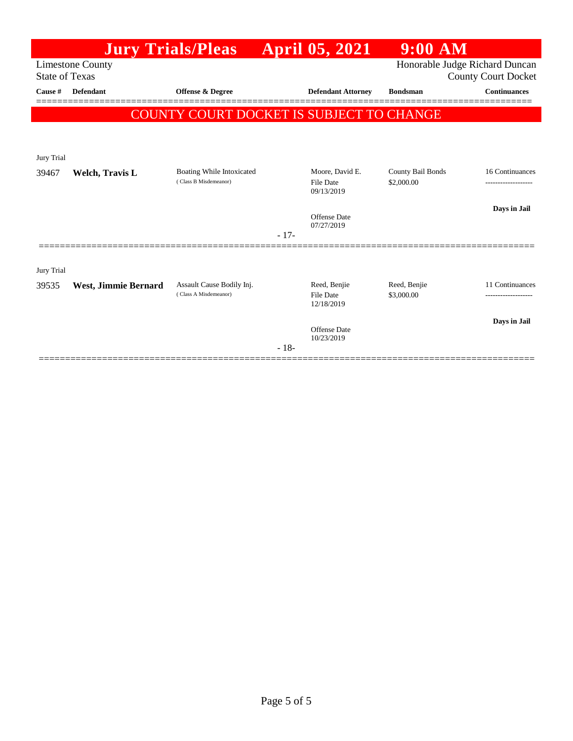# Jury Trials/Pleas April 05, 2021 9:00 AM

Limestone County
State of Texas

Honorable Judge Richard Duncan
County Court Docket

| Cause # | Defendant | Offense & Degree | Defendant Attorney | Bondsman | Continuances |
|---|---|---|---|---|---|

## COUNTY COURT DOCKET IS SUBJECT TO CHANGE

Jury Trial

| Cause # | Defendant | Offense & Degree | Defendant Attorney | Bondsman | Continuances |
|---|---|---|---|---|---|
| 39467 | **Welch, Travis L** | Boating While Intoxicated (Class B Misdemeanor) | Moore, David E.<br>File Date 09/13/2019<br>Offense Date 07/27/2019 | County Bail Bonds<br>$2,000.00 | 16 Continuances<br>**Days in Jail** |

- 17-

Jury Trial

| Cause # | Defendant | Offense & Degree | Defendant Attorney | Bondsman | Continuances |
|---|---|---|---|---|---|
| 39535 | **West, Jimmie Bernard** | Assault Cause Bodily Inj. (Class A Misdemeanor) | Reed, Benjie<br>File Date 12/18/2019<br>Offense Date 10/23/2019 | Reed, Benjie<br>$3,000.00 | 11 Continuances<br>**Days in Jail** |

- 18-